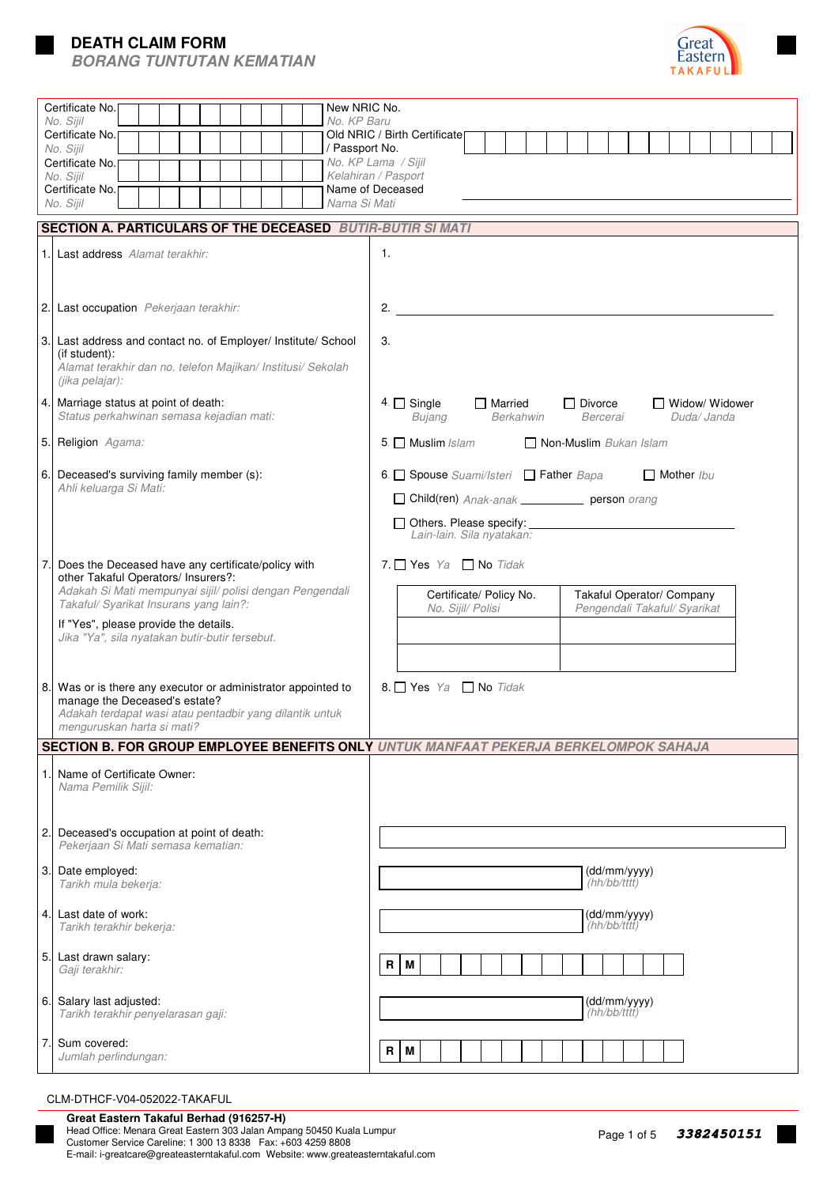# DEATH CLAIM FORM

## *BORANG TUNTUTAN KEMATIAN*

Great Eastern TAKAFUL

| | |
|---|---|
| Certificate No. *No. Sijil* | New NRIC No. *No. KP Baru* |
| Certificate No. *No. Sijil* | Old NRIC / Birth Certificate / Passport No. *No. KP Lama / Sijil Kelahiran / Pasport* |
| Certificate No. *No. Sijil* | |
| Certificate No. *No. Sijil* | Name of Deceased *Nama Si Mati* |

## SECTION A. PARTICULARS OF THE DECEASED *BUTIR-BUTIR SI MATI*

| | | |
|---|---|---|
| 1. | Last address *Alamat terakhir:* | 1. |
| 2. | Last occupation *Pekerjaan terakhir:* | 2. ______________________ |
| 3. | Last address and contact no. of Employer/ Institute/ School (if student): *Alamat terakhir dan no. telefon Majikan/ Institusi/ Sekolah (jika pelajar):* | 3. |
| 4. | Marriage status at point of death: *Status perkahwinan semasa kejadian mati:* | 4. ☐ Single *Bujang* ☐ Married *Berkahwin* ☐ Divorce *Bercerai* ☐ Widow/ Widower *Duda/ Janda* |
| 5. | Religion *Agama:* | 5. ☐ Muslim *Islam* ☐ Non-Muslim *Bukan Islam* |
| 6. | Deceased's surviving family member (s): *Ahli keluarga Si Mati:* | 6. ☐ Spouse *Suami/Isteri* ☐ Father *Bapa* ☐ Mother *Ibu*<br>☐ Child(ren) *Anak-anak* __________ person *orang*<br>☐ Others. Please specify: ______________________ *Lain-lain. Sila nyatakan:* |
| 7. | Does the Deceased have any certificate/policy with other Takaful Operators/ Insurers?: *Adakah Si Mati mempunyai sijil/ polisi dengan Pengendali Takaful/ Syarikat Insurans yang lain?:*<br>If "Yes", please provide the details. *Jika "Ya", sila nyatakan butir-butir tersebut.* | 7. ☐ Yes *Ya* ☐ No *Tidak* |
| 8. | Was or is there any executor or administrator appointed to manage the Deceased's estate? *Adakah terdapat wasi atau pentadbir yang dilantik untuk menguruskan harta si mati?* | 8. ☐ Yes *Ya* ☐ No *Tidak* |

| Certificate/ Policy No. *No. Sijil/ Polisi* | Takaful Operator/ Company *Pengendali Takaful/ Syarikat* |
|---|---|
| | |
| | |

## SECTION B. FOR GROUP EMPLOYEE BENEFITS ONLY *UNTUK MANFAAT PEKERJA BERKELOMPOK SAHAJA*

| | | |
|---|---|---|
| 1. | Name of Certificate Owner: *Nama Pemilik Sijil:* | |
| 2. | Deceased's occupation at point of death: *Pekerjaan Si Mati semasa kematian:* | |
| 3. | Date employed: *Tarikh mula bekerja:* | (dd/mm/yyyy) *(hh/bb/tttt)* |
| 4. | Last date of work: *Tarikh terakhir bekerja:* | (dd/mm/yyyy) *(hh/bb/tttt)* |
| 5. | Last drawn salary: *Gaji terakhir:* | RM |
| 6. | Salary last adjusted: *Tarikh terakhir penyelarasan gaji:* | (dd/mm/yyyy) *(hh/bb/tttt)* |
| 7. | Sum covered: *Jumlah perlindungan:* | RM |

CLM-DTHCF-V04-052022-TAKAFUL

**Great Eastern Takaful Berhad (916257-H)**
Head Office: Menara Great Eastern 303 Jalan Ampang 50450 Kuala Lumpur
Customer Service Careline: 1 300 13 8338 Fax: +603 4259 8808
E-mail: i-greatcare@greateasterntakaful.com Website: www.greateasterntakaful.com

3382450151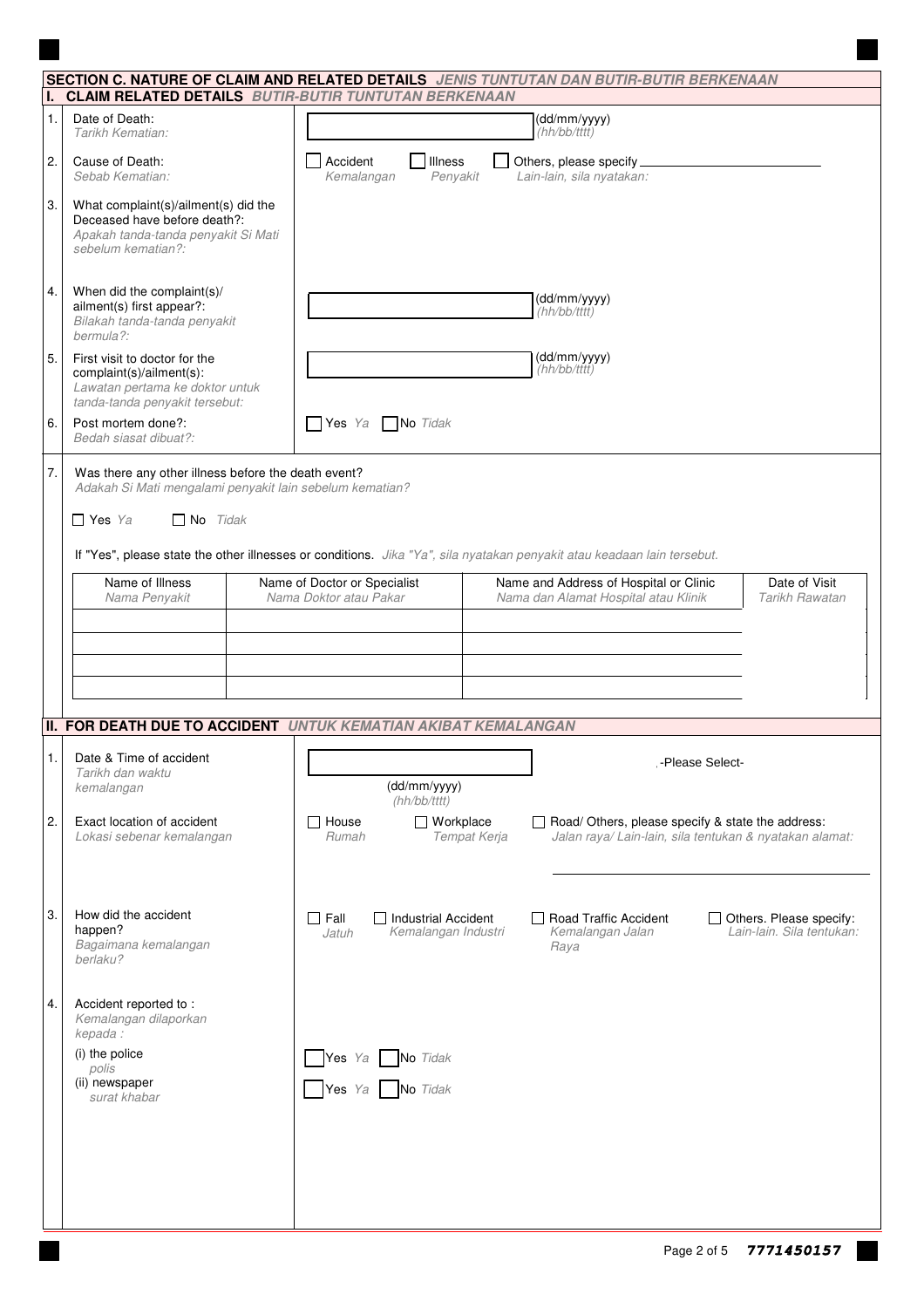## SECTION C. NATURE OF CLAIM AND RELATED DETAILS *JENIS TUNTUTAN DAN BUTIR-BUTIR BERKENAAN*

### I. CLAIM RELATED DETAILS *BUTIR-BUTIR TUNTUTAN BERKENAAN*

1. Date of Death: *Tarikh Kematian:* ____________ (dd/mm/yyyy) *(hh/bb/tttt)*

2. Cause of Death: *Sebab Kematian:* ☐ Accident *Kemalangan* ☐ Illness *Penyakit* ☐ Others, please specify *Lain-lain, sila nyatakan:* ____________

3. What complaint(s)/ailment(s) did the Deceased have before death?: *Apakah tanda-tanda penyakit Si Mati sebelum kematian?:*

4. When did the complaint(s)/ ailment(s) first appear?: *Bilakah tanda-tanda penyakit bermula?:* ____________ (dd/mm/yyyy) *(hh/bb/tttt)*

5. First visit to doctor for the complaint(s)/ailment(s): *Lawatan pertama ke doktor untuk tanda-tanda penyakit tersebut:* ____________ (dd/mm/yyyy) *(hh/bb/tttt)*

6. Post mortem done?: *Bedah siasat dibuat?:* ☐ Yes *Ya* ☐ No *Tidak*

7. Was there any other illness before the death event? *Adakah Si Mati mengalami penyakit lain sebelum kematian?*

   ☐ Yes *Ya* ☐ No *Tidak*

   If "Yes", please state the other illnesses or conditions. *Jika "Ya", sila nyatakan penyakit atau keadaan lain tersebut.*

| Name of Illness *Nama Penyakit* | Name of Doctor or Specialist *Nama Doktor atau Pakar* | Name and Address of Hospital or Clinic *Nama dan Alamat Hospital atau Klinik* | Date of Visit *Tarikh Rawatan* |
|---|---|---|---|
| | | | |
| | | | |
| | | | |
| | | | |

### II. FOR DEATH DUE TO ACCIDENT *UNTUK KEMATIAN AKIBAT KEMALANGAN*

1. Date & Time of accident *Tarikh dan waktu kemalangan* ____________ (dd/mm/yyyy) *(hh/bb/tttt)* -Please Select-

2. Exact location of accident *Lokasi sebenar kemalangan* ☐ House *Rumah* ☐ Workplace *Tempat Kerja* ☐ Road/ Others, please specify & state the address: *Jalan raya/ Lain-lain, sila tentukan & nyatakan alamat:* ____________

3. How did the accident happen? *Bagaimana kemalangan berlaku?* ☐ Fall *Jatuh* ☐ Industrial Accident *Kemalangan Industri* ☐ Road Traffic Accident *Kemalangan Jalan Raya* ☐ Others. Please specify: *Lain-lain. Sila tentukan:*

4. Accident reported to : *Kemalangan dilaporkan kepada :*
   - (i) the police *polis* ☐ Yes *Ya* ☐ No *Tidak*
   - (ii) newspaper *surat khabar* ☐ Yes *Ya* ☐ No *Tidak*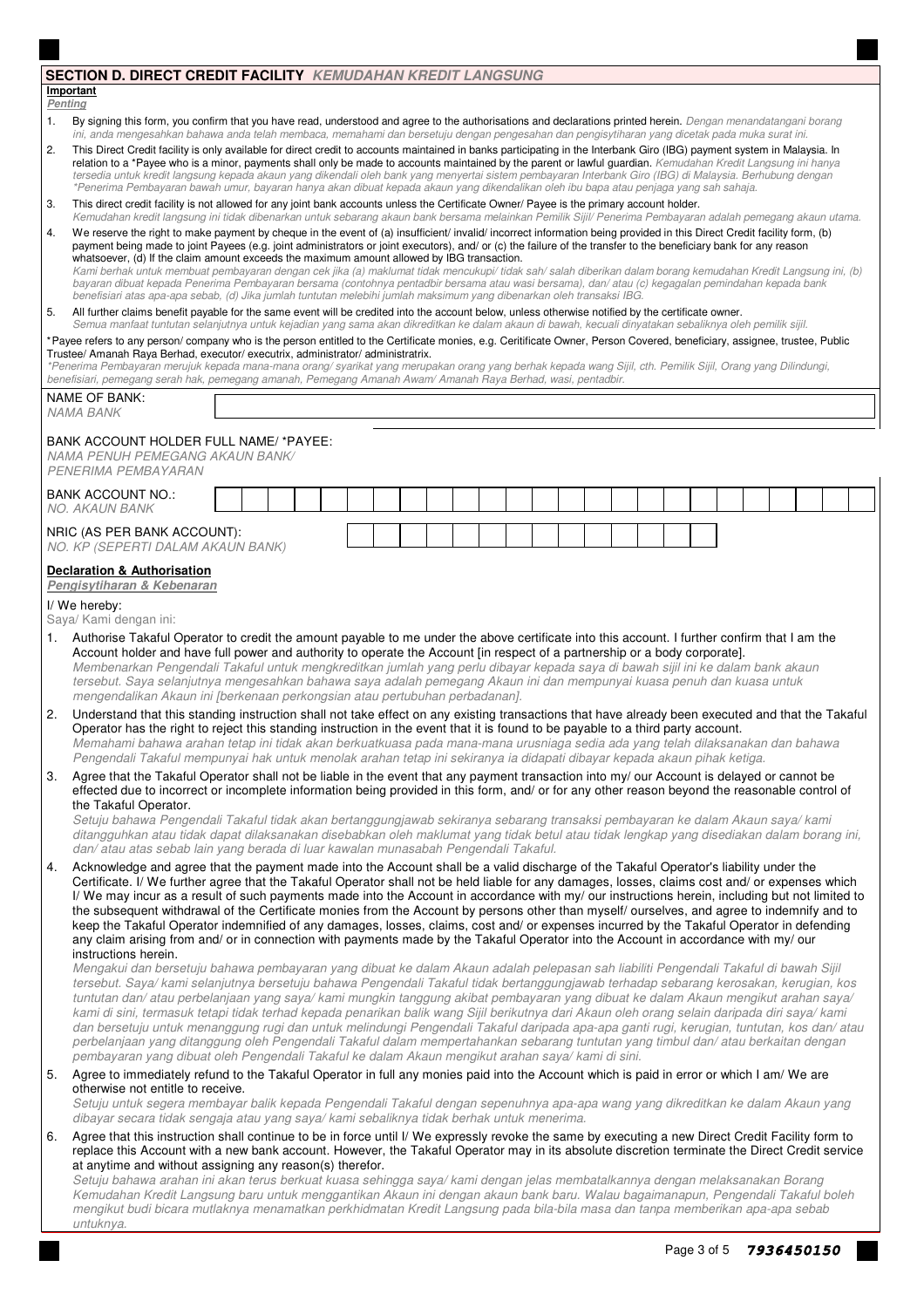## SECTION D. DIRECT CREDIT FACILITY *KEMUDAHAN KREDIT LANGSUNG*

**Important**
***Penting***

1. By signing this form, you confirm that you have read, understood and agree to the authorisations and declarations printed herein. *Dengan menandatangani borang ini, anda mengesahkan bahawa anda telah membaca, memahami dan bersetuju dengan pengesahan dan pengisytiharan yang dicetak pada muka surat ini.*
2. This Direct Credit facility is only available for direct credit to accounts maintained in banks participating in the Interbank Giro (IBG) payment system in Malaysia. In relation to a *Payee who is a minor, payments shall only be made to accounts maintained by the parent or lawful guardian. *Kemudahan Kredit Langsung ini hanya tersedia untuk kredit langsung kepada akaun yang dikendali oleh bank yang menyertai sistem pembayaran Interbank Giro (IBG) di Malaysia. Berhubung dengan *Penerima Pembayaran bawah umur, bayaran hanya akan dibuat kepada akaun yang dikendalikan oleh ibu bapa atau penjaga yang sah sahaja.*
3. This direct credit facility is not allowed for any joint bank accounts unless the Certificate Owner/ Payee is the primary account holder. *Kemudahan kredit langsung ini tidak dibenarkan untuk sebarang akaun bank bersama melainkan Pemilik Sijil/ Penerima Pembayaran adalah pemegang akaun utama.*
4. We reserve the right to make payment by cheque in the event of (a) insufficient/ invalid/ incorrect information being provided in this Direct Credit facility form, (b) payment being made to joint Payees (e.g. joint administrators or joint executors), and/ or (c) the failure of the transfer to the beneficiary bank for any reason whatsoever, (d) If the claim amount exceeds the maximum amount allowed by IBG transaction. *Kami berhak untuk membuat pembayaran dengan cek jika (a) maklumat tidak mencukupi/ tidak sah/ salah diberikan dalam borang kemudahan Kredit Langsung ini, (b) bayaran dibuat kepada Penerima Pembayaran bersama (contohnya pentadbir bersama atau wasi bersama), dan/ atau (c) kegagalan pemindahan kepada bank benefisiari atas apa-apa sebab, (d) Jika jumlah tuntutan melebihi jumlah maksimum yang dibenarkan oleh transaksi IBG.*
5. All further claims benefit payable for the same event will be credited into the account below, unless otherwise notified by the certificate owner. *Semua manfaat tuntutan selanjutnya untuk kejadian yang sama akan dikreditkan ke dalam akaun di bawah, kecuali dinyatakan sebaliknya oleh pemilik sijil.*

*Payee refers to any person/ company who is the person entitled to the Certificate monies, e.g. Ceritificate Owner, Person Covered, beneficiary, assignee, trustee, Public Trustee/ Amanah Raya Berhad, executor/ executrix, administrator/ administratrix.
**Penerima Pembayaran merujuk kepada mana-mana orang/ syarikat yang merupakan orang yang berhak kepada wang Sijil, cth. Pemilik Sijil, Orang yang Dilindungi, benefisiari, pemegang serah hak, pemegang amanah, Pemegang Amanah Awam/ Amanah Raya Berhad, wasi, pentadbir.*

NAME OF BANK: *NAMA BANK* ____________________

BANK ACCOUNT HOLDER FULL NAME/ *PAYEE: *NAMA PENUH PEMEGANG AKAUN BANK/ PENERIMA PEMBAYARAN* ____________________

BANK ACCOUNT NO.: *NO. AKAUN BANK* ____________________

NRIC (AS PER BANK ACCOUNT): *NO. KP (SEPERTI DALAM AKAUN BANK)* ____________________

**Declaration & Authorisation**
***Pengisytiharan & Kebenaran***

I/ We hereby:
Saya/ Kami dengan ini:

1. Authorise Takaful Operator to credit the amount payable to me under the above certificate into this account. I further confirm that I am the Account holder and have full power and authority to operate the Account [in respect of a partnership or a body corporate]. *Membenarkan Pengendali Takaful untuk mengkreditkan jumlah yang perlu dibayar kepada saya di bawah sijil ini ke dalam bank akaun tersebut. Saya selanjutnya mengesahkan bahawa saya adalah pemegang Akaun ini dan mempunyai kuasa penuh dan kuasa untuk mengendalikan Akaun ini [berkenaan perkongsian atau pertubuhan perbadanan].*
2. Understand that this standing instruction shall not take effect on any existing transactions that have already been executed and that the Takaful Operator has the right to reject this standing instruction in the event that it is found to be payable to a third party account. *Memahami bahawa arahan tetap ini tidak akan berkuatkuasa pada mana-mana urusniaga sedia ada yang telah dilaksanakan dan bahawa Pengendali Takaful mempunyai hak untuk menolak arahan tetap ini sekiranya ia didapati dibayar kepada akaun pihak ketiga.*
3. Agree that the Takaful Operator shall not be liable in the event that any payment transaction into my/ our Account is delayed or cannot be effected due to incorrect or incomplete information being provided in this form, and/ or for any other reason beyond the reasonable control of the Takaful Operator. *Setuju bahawa Pengendali Takaful tidak akan bertanggungjawab sekiranya sebarang transaksi pembayaran ke dalam Akaun saya/ kami ditangguhkan atau tidak dapat dilaksanakan disebabkan oleh maklumat yang tidak betul atau tidak lengkap yang disediakan dalam borang ini, dan/ atau atas sebab lain yang berada di luar kawalan munasabah Pengendali Takaful.*
4. Acknowledge and agree that the payment made into the Account shall be a valid discharge of the Takaful Operator's liability under the Certificate. I/ We further agree that the Takaful Operator shall not be held liable for any damages, losses, claims cost and/ or expenses which I/ We may incur as a result of such payments made into the Account in accordance with my/ our instructions herein, including but not limited to the subsequent withdrawal of the Certificate monies from the Account by persons other than myself/ ourselves, and agree to indemnify and to keep the Takaful Operator indemnified of any damages, losses, claims, cost and/ or expenses incurred by the Takaful Operator in defending any claim arising from and/ or in connection with payments made by the Takaful Operator into the Account in accordance with my/ our instructions herein. *Mengakui dan bersetuju bahawa pembayaran yang dibuat ke dalam Akaun adalah pelepasan sah liabiliti Pengendali Takaful di bawah Sijil tersebut. Saya/ kami selanjutnya bersetuju bahawa Pengendali Takaful tidak bertanggungjawab terhadap sebarang kerosakan, kerugian, kos tuntutan dan/ atau perbelanjaan yang saya/ kami mungkin tanggung akibat pembayaran yang dibuat ke dalam Akaun mengikut arahan saya/ kami di sini, termasuk tetapi tidak terhad kepada penarikan balik wang Sijil berikutnya dari Akaun oleh orang selain daripada diri saya/ kami dan bersetuju untuk menanggung rugi dan untuk melindungi Pengendali Takaful daripada apa-apa ganti rugi, kerugian, tuntutan, kos dan/ atau perbelanjaan yang ditanggung oleh Pengendali Takaful dalam mempertahankan sebarang tuntutan yang timbul dan/ atau berkaitan dengan pembayaran yang dibuat oleh Pengendali Takaful ke dalam Akaun mengikut arahan saya/ kami di sini.*
5. Agree to immediately refund to the Takaful Operator in full any monies paid into the Account which is paid in error or which I am/ We are otherwise not entitle to receive. *Setuju untuk segera membayar balik kepada Pengendali Takaful dengan sepenuhnya apa-apa wang yang dikreditkan ke dalam Akaun yang dibayar secara tidak sengaja atau yang saya/ kami sebaliknya tidak berhak untuk menerima.*
6. Agree that this instruction shall continue to be in force until I/ We expressly revoke the same by executing a new Direct Credit Facility form to replace this Account with a new bank account. However, the Takaful Operator may in its absolute discretion terminate the Direct Credit service at anytime and without assigning any reason(s) therefor. *Setuju bahawa arahan ini akan terus berkuat kuasa sehingga saya/ kami dengan jelas membatalkannya dengan melaksanakan Borang Kemudahan Kredit Langsung baru untuk menggantikan Akaun ini dengan akaun bank baru. Walau bagaimanapun, Pengendali Takaful boleh mengikut budi bicara mutlaknya menamatkan perkhidmatan Kredit Langsung pada bila-bila masa dan tanpa memberikan apa-apa sebab untuknya.*

7936450150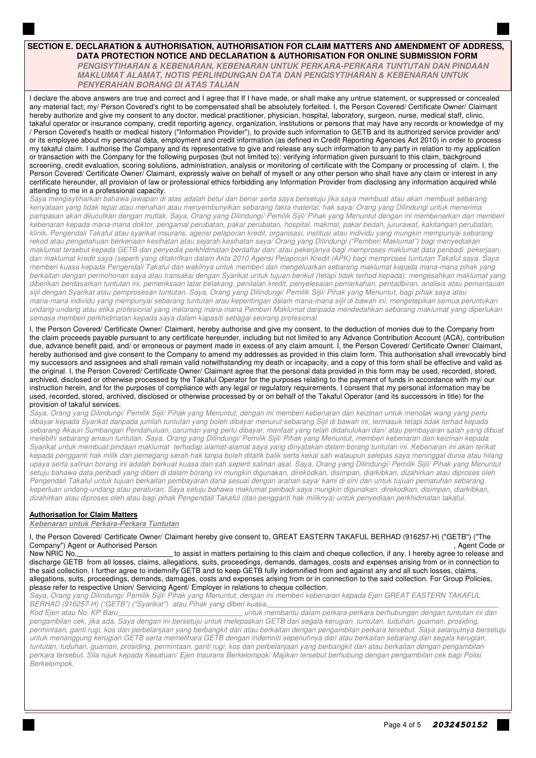## SECTION E. DECLARATION & AUTHORISATION, AUTHORISATION FOR CLAIM MATTERS AND AMENDMENT OF ADDRESS, DATA PROTECTION NOTICE AND DECLARATION & AUTHORISATION FOR ONLINE SUBMISSION FORM

***PENGISYTIHARAN & KEBENARAN, KEBENARAN UNTUK PERKARA-PERKARA TUNTUTAN DAN PINDAAN MAKLUMAT ALAMAT, NOTIS PERLINDUNGAN DATA DAN PENGISYTIHARAN & KEBENARAN UNTUK PENYERAHAN BORANG DI ATAS TALIAN***

I declare the above answers are true and correct and I agree that If I have made, or shall make any untrue statement, or suppressed or concealed any material fact; my/ Person Covered's right to be compensated shall be absolutely forfeited. I, the Person Covered/ Certificate Owner/ Claimant hereby authorize and give my consent to any doctor, medical practitioner, physician, hospital, laboratory, surgeon, nurse, medical staff, clinic, takaful operator or insurance company, credit reporting agency, organization, institutions or persons that may have any records or knowledge of my / Person Covered's health or medical history ("Information Provider"), to provide such information to GETB and its authorized service provider and/ or its employee about my personal data, employment and credit information (as defined in Credit Reporting Agencies Act 2010) in order to process my takaful claim. I authorise the Company and its representative to give and release any such information to any party in relation to my application or transaction with the Company for the following purposes (but not limited to): verifying information given pursuant to this claim, background screening, credit evaluation, scoring solutions, administration, analysis or monitoring of certificate with the Company or processing of claim. I, the Person Covered/ Certificate Owner/ Claimant, expressly waive on behalf of myself or any other person who shall have any claim or interest in any certificate hereunder, all provision of law or professional ethics forbidding any Information Provider from disclosing any information acquired while attending to me in a professional capacity.

*Saya mengisytiharkan bahawa jawapan di atas adalah betul dan benar serta saya bersetuju jika saya membuat atau akan membuat sebarang kenyataan yang tidak tepat atau menahan atau menyembunyikan sebarang fakta material; hak saya/ Orang yang Dilindungi untuk menerima pampasan akan dilucutkan dengan mutlak. Saya, Orang yang Dilindungi/ Pemilik Sijil/ Pihak yang Menuntut dengan ini membenarkan dan memberi kebenaran kepada mana-mana doktor, pengamal perubatan, pakar perubatan, hospital, makmal, pakar bedah, jururawat, kakitangan perubatan, klinik, Pengendali Takaful atau syarikat insurans, agensi pelaporan kredit, organisasi, institusi atau individu yang mungkin mempunyai sebarang rekod atau pengetahuan berkenaan kesihatan atau sejarah kesihatan saya/ Orang yang Dilindungi ("Pemberi Maklumat") bagi menyediakan maklumat tersebut kepada GETB dan penyedia perkhidmatan berdaftar dan/ atau pekerjanya bagi memproses maklumat data peribadi, pekerjaan, dan maklumat kredit saya (seperti yang ditakrifkan dalam Akta 2010 Agensi Pelaporan Kredit (APK) bagi memproses tuntutan Takaful saya. Saya memberi kuasa kepada Pengendali Takaful dan wakilnya untuk memberi dan mengeluarkan sebarang maklumat kepada mana-mana pihak yang berkaitan dengan permohonan saya atau transaksi dengan Syarikat untuk tujuan berikut (tetapi tidak terhad kepada): mengesahkan maklumat yang diberikan berdasarkan tuntutan ini, pemeriksaan latar belakang, penilaian kredit, penyelesaian pemarkahan, pentadbiran, analisis atau pemantauan sijil dengan Syarikat atau pemprosesan tuntutan. Saya, Orang yang Dilindungi/ Pemilik Sijil/ Pihak yang Menuntut, bagi pihak saya atau mana-mana individu yang mempunyai sebarang tuntutan atau kepentingan dalam mana-mana sijil di bawah ini, mengetepikan semua peruntukan undang-undang atau etika profesional yang melarang mana-mana Pemberi Maklumat daripada mendedahkan sebarang maklumat yang diperlukan semasa memberi perkhidmatan kepada saya dalam kapasiti sebagai seorang profesional.*

I, the Person Covered/ Certificate Owner/ Claimant, hereby authorise and give my consent, to the deduction of monies due to the Company from the claim proceeds payable pursuant to any certificate hereunder, including but not limited to any Advance Contribution Account (ACA), contribution due, advance benefit paid, and/ or erroneous or payment made in excess of any claim amount. I, the Person Covered/ Certificate Owner/ Claimant, hereby authorised and give consent to the Company to amend my addresses as provided in this claim form. This authorisation shall irrevocably bind my successors and assignees and shall remain valid notwithstanding my death or incapacity, and a copy of this form shall be effective and valid as the original. I, the Person Covered/ Certificate Owner/ Claimant agree that the personal data provided in this form may be used, recorded, stored, archived, disclosed or otherwise processed by the Takaful Operator for the purposes relating to the payment of funds in accordance with my/ our instruction herein, and for the purposes of compliance with any legal or regulatory requirements. I consent that my personal information may be used, recorded, stored, archived, disclosed or otherwise processed by or on behalf of the Takaful Operator (and its successors in title) for the provision of takaful services.

*Saya, Orang yang Dilindungi/ Pemilik Sijil/ Pihak yang Menuntut, dengan ini memberi kebenaran dan keizinan untuk menolak wang yang perlu dibayar kepada Syarikat daripada jumlah tuntutan yang boleh dibayar menurut sebarang Sijil di bawah ini, termasuk tetapi tidak terhad kepada sebarang Akaun Sumbangan Pendahuluan, caruman yang perlu dibayar, manfaat yang telah didahulukan dan/ atau pembayaran salah yang dibuat melebihi sebarang amaun tuntutan. Saya, Orang yang Dilindungi/ Pemilik Sijil/ Pihak yang Menuntut, memberi kebenaran dan keizinan kepada Syarikat untuk membuat pindaan maklumat terhadap alamat-alamat saya yang dinyatakan dalam borang tuntutan ini. Kebenaran ini akan terikat kepada pengganti hak milik dan pemegang serah hak tanpa boleh ditarik balik serta kekal sah walaupun selepas saya meninggal dunia atau hilang upaya serta salinan borang ini adalah berkuat kuasa dan sah seperti salinan asal. Saya, Orang yang Dilindungi/ Pemilik Sijil/ Pihak yang Menuntut setuju bahawa data peribadi yang diberi di dalam borang ini mungkin digunakan, direkodkan, disimpan, diarkibkan, dizahirkan atau diproses oleh Pengendali Takaful untuk tujuan berkaitan pembayaran dana sesuai dengan arahan saya/ kami di sini dan untuk tujuan pematuhan sebarang keperluan undang-undang atau peraturan. Saya setuju bahawa maklumat peribadi saya mungkin digunakan, direkodkan, disimpan, diarkibkan, dizahirkan atau diproses oleh atau bagi pihak Pengendali Takaful (dan pengganti hak miliknya) untuk penyediaan perkhidmatan takaful.*

**Authorisation for Claim Matters**

***Kebenaran untuk Perkara-Perkara Tuntutan***

I, the Person Covered/ Certificate Owner/ Claimant hereby give consent to, GREAT EASTERN TAKAFUL BERHAD (916257-H) ("GETB") ("The Company") Agent or Authorised Person_______________________________________________, Agent Code or New NRIC No.________________________ to assist in matters pertaining to this claim and cheque collection, if any. I hereby agree to release and discharge GETB from all losses, claims, allegations, suits, proceedings, demands, damages, costs and expenses arising from or in connection to the said collection. I further agree to indemnify GETB and to keep GETB fully indemnified from and against any and all such losses, claims, allegations, suits, proceedings, demands, damages, costs and expenses arising from or in connection to the said collection. For Group Policies, please refer to respective Union/ Servicing Agent/ Employer in relations to cheque collection.

*Saya, Orang yang Dilindungi/ Pemilik Sijil/ Pihak yang Menuntut, dengan ini memberi kebenaran kepada Ejen GREAT EASTERN TAKAFUL BERHAD (916257-H) ("GETB") ("Syarikat") atau Pihak yang diberi kuasa,_______________________________________________ Kod Ejen atau No. KP Baru________________________________ untuk membantu dalam perkara-perkara berhubungan dengan tuntutan ini dan pengambilan cek, jika ada. Saya dengan ini bersetuju untuk melepaskan GETB dari segala kerugian, tuntutan, tuduhan, guaman, prosiding, permintaan, ganti rugi, kos dan perbelanjaan yang berbangkit dari atau berkaitan dengan pengambilan perkara tersebut. Saya selanjutnya bersetuju untuk menanggung kerugian GETB serta memelihara GETB dengan indemniti sepenuhnya dari atau berkaitan sebarang dan segala kerugian, tuntutan, tuduhan, guaman, prosiding, permintaan, ganti rugi, kos dan perbelanjaan yang berbangkit dari atau berkaitan dengan pengambilan perkara tersebut. Sila rujuk kepada Kesatuan/ Ejen Insurans Berkelompok/ Majikan tersebut berhubung dengan pengambilan cek bagi Polisi Berkelompok.*

2032450152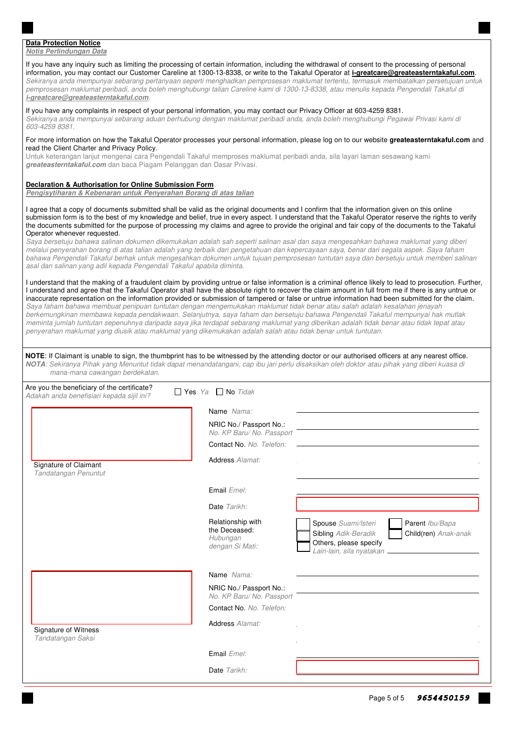**Data Protection Notice**
***Notis Perlindungan Data***

If you have any inquiry such as limiting the processing of certain information, including the withdrawal of consent to the processing of personal information, you may contact our Customer Careline at 1300-13-8338, or write to the Takaful Operator at **i-greatcare@greateasterntakaful.com**.
*Sekiranya anda mempunyai sebarang pertanyaan seperti menghadkan pemprosesan maklumat tertentu, termasuk membatalkan persetujuan untuk pemprosesan maklumat peribadi, anda boleh menghubungi talian Careline kami di 1300-13-8338, atau menulis kepada Pengendali Takaful di **i-greatcare@greateasterntakaful.com**.*

If you have any complaints in respect of your personal information, you may contact our Privacy Officer at 603-4259 8381.
*Sekiranya anda mempunyai sebarang aduan berhubung dengan maklumat peribadi anda, anda boleh menghubungi Pegawai Privasi kami di 603-4259 8381.*

For more information on how the Takaful Operator processes your personal information, please log on to our website **greateasterntakaful.com** and read the Client Charter and Privacy Policy.
Untuk keterangan lanjut mengenai cara Pengendali Takaful memproses maklumat peribadi anda, sila layari laman sesawang kami ***greateasterntakaful.com*** dan baca Piagam Pelanggan dan Dasar Privasi.

**Declaration & Authorisation for Online Submission Form**
***Pengisytiharan & Kebenaran untuk Penyerahan Borang di atas talian***

I agree that a copy of documents submitted shall be valid as the original documents and I confirm that the information given on this online submission form is to the best of my knowledge and belief, true in every aspect. I understand that the Takaful Operator reserve the rights to verify the documents submitted for the purpose of processing my claims and agree to provide the original and fair copy of the documents to the Takaful Operator whenever requested.
*Saya bersetuju bahawa salinan dokumen dikemukakan adalah sah seperti salinan asal dan saya mengesahkan bahawa maklumat yang diberi melalui penyerahan borang di atas talian adalah yang terbaik dari pengetahuan dan kepercayaan saya, benar dari segala aspek. Saya faham bahawa Pengendali Takaful berhak untuk mengesahkan dokumen untuk tujuan pemprosesan tuntutan saya dan bersetuju untuk memberi salinan asal dan salinan yang adil kepada Pengendali Takaful apabila diminta.*

I understand that the making of a fraudulent claim by providing untrue or false information is a criminal offence likely to lead to prosecution. Further, I understand and agree that the Takaful Operator shall have the absolute right to recover the claim amount in full from me if there is any untrue or inaccurate representation on the information provided or submission of tampered or false or untrue information had been submitted for the claim.
*Saya faham bahawa membuat penipuan tuntutan dengan mengemukakan maklumat tidak benar atau salah adalah kesalahan jenayah berkemungkinan membawa kepada pendakwaan. Selanjutnya, saya faham dan bersetuju bahawa Pengendali Takaful mempunyai hak mutlak meminta jumlah tuntutan sepenuhnya daripada saya jika terdapat sebarang maklumat yang diberikan adalah tidak benar atau tidak tepat atau penyerahan maklumat yang diusik atau maklumat yang dikemukakan adalah salah atau tidak benar untuk tuntutan.*

**NOTE**: If Claimant is unable to sign, the thumbprint has to be witnessed by the attending doctor or our authorised officers at any nearest office.
***NOTA**: Sekiranya Pihak yang Menuntut tidak dapat menandatangani, cap ibu jari perlu disaksikan oleh doktor atau pihak yang diberi kuasa di mana-mana cawangan berdekatan.*

Are you the beneficiary of the certificate? ☐ Yes *Ya* ☐ No *Tidak*
*Adakah anda benefisiari kepada sijil ini?*

Signature of Claimant
*Tandatangan Penuntut*

Name *Nama*: ____________________

NRIC No./ Passport No.: ____________________
*No. KP Baru/ No. Passport*

Contact No. *No. Telefon*: ____________________

Address *Alamat*: ____________________

Email *Emel*: ____________________

Date *Tarikh*: ____________________

Relationship with the Deceased: ☐ Spouse *Suami/Isteri* ☐ Parent *Ibu/Bapa* ☐ Sibling *Adik-Beradik* ☐ Child(ren) *Anak-anak* ☐ Others, please specify *Lain-lain, sila nyatakan* ____________________
*Hubungan dengan Si Mati:*

Signature of Witness
*Tandatangan Saksi*

Name *Nama*: ____________________

NRIC No./ Passport No.: ____________________
*No. KP Baru/ No. Passport*

Contact No. *No. Telefon*: ____________________

Address *Alamat*: ____________________

Email *Emel*: ____________________

Date *Tarikh*: ____________________

9654450159